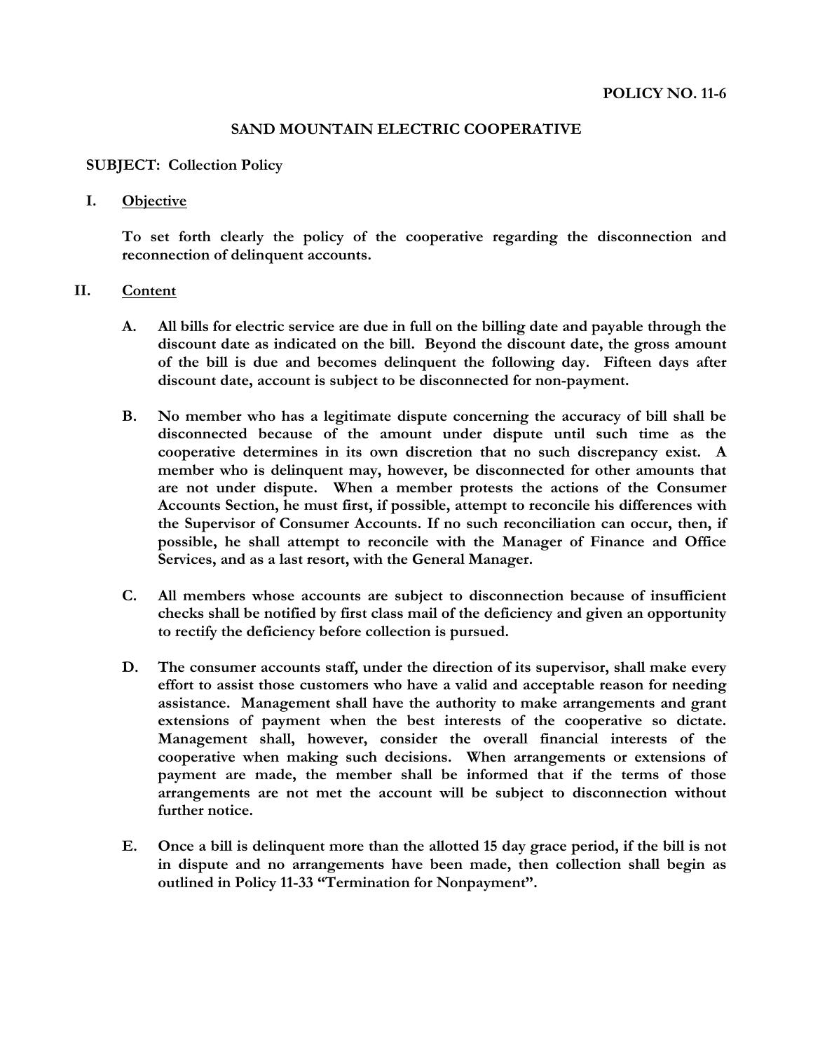**POLICY NO. 11-6**

# SAND MOUNTAIN ELECTRIC COOPERATIVE

**SUBJECT: Collection Policy**

## I. Objective

**To set forth clearly the policy of the cooperative regarding the disconnection and reconnection of delinquent accounts.**

## II. Content

**A.** **All bills for electric service are due in full on the billing date and payable through the discount date as indicated on the bill. Beyond the discount date, the gross amount of the bill is due and becomes delinquent the following day. Fifteen days after discount date, account is subject to be disconnected for non-payment.**

**B.** **No member who has a legitimate dispute concerning the accuracy of bill shall be disconnected because of the amount under dispute until such time as the cooperative determines in its own discretion that no such discrepancy exist. A member who is delinquent may, however, be disconnected for other amounts that are not under dispute. When a member protests the actions of the Consumer Accounts Section, he must first, if possible, attempt to reconcile his differences with the Supervisor of Consumer Accounts. If no such reconciliation can occur, then, if possible, he shall attempt to reconcile with the Manager of Finance and Office Services, and as a last resort, with the General Manager.**

**C.** **All members whose accounts are subject to disconnection because of insufficient checks shall be notified by first class mail of the deficiency and given an opportunity to rectify the deficiency before collection is pursued.**

**D.** **The consumer accounts staff, under the direction of its supervisor, shall make every effort to assist those customers who have a valid and acceptable reason for needing assistance. Management shall have the authority to make arrangements and grant extensions of payment when the best interests of the cooperative so dictate. Management shall, however, consider the overall financial interests of the cooperative when making such decisions. When arrangements or extensions of payment are made, the member shall be informed that if the terms of those arrangements are not met the account will be subject to disconnection without further notice.**

**E.** **Once a bill is delinquent more than the allotted 15 day grace period, if the bill is not in dispute and no arrangements have been made, then collection shall begin as outlined in Policy 11-33 "Termination for Nonpayment".**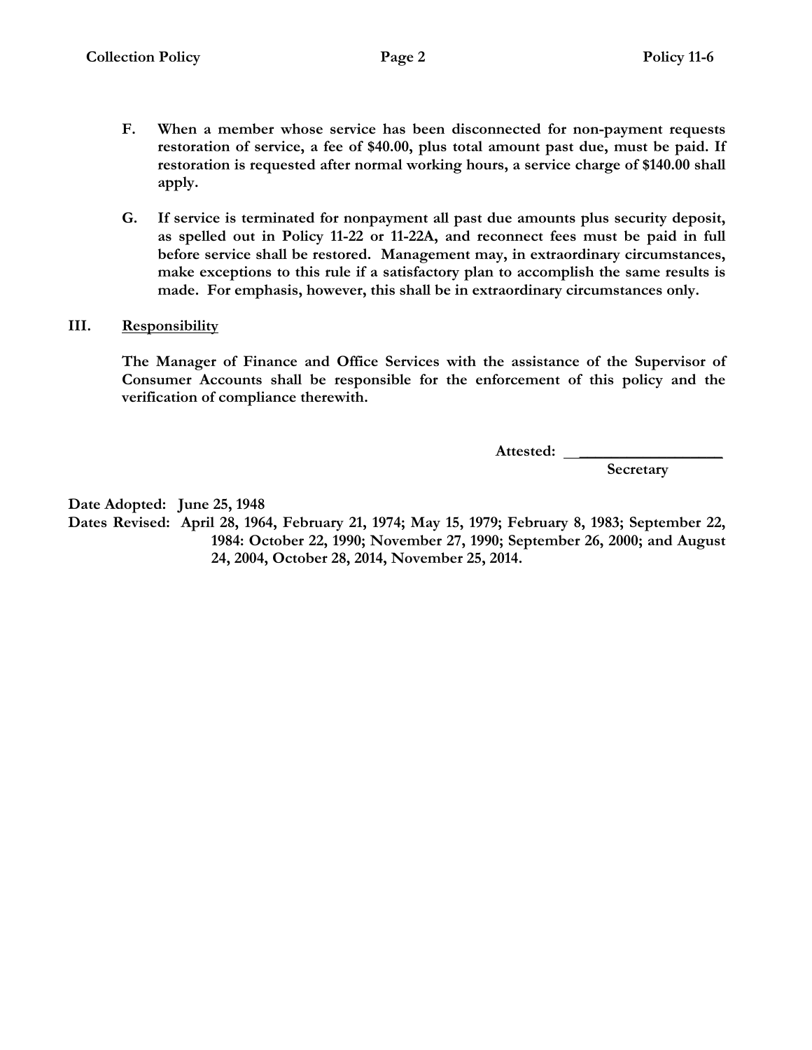**F.** **When a member whose service has been disconnected for non-payment requests restoration of service, a fee of $40.00, plus total amount past due, must be paid. If restoration is requested after normal working hours, a service charge of $140.00 shall apply.**

**G.** **If service is terminated for nonpayment all past due amounts plus security deposit, as spelled out in Policy 11-22 or 11-22A, and reconnect fees must be paid in full before service shall be restored. Management may, in extraordinary circumstances, make exceptions to this rule if a satisfactory plan to accomplish the same results is made. For emphasis, however, this shall be in extraordinary circumstances only.**

## III. Responsibility

**The Manager of Finance and Office Services with the assistance of the Supervisor of Consumer Accounts shall be responsible for the enforcement of this policy and the verification of compliance therewith.**

**Attested: ___________________**
**Secretary**

**Date Adopted: June 25, 1948**
**Dates Revised: April 28, 1964, February 21, 1974; May 15, 1979; February 8, 1983; September 22, 1984: October 22, 1990; November 27, 1990; September 26, 2000; and August 24, 2004, October 28, 2014, November 25, 2014.**